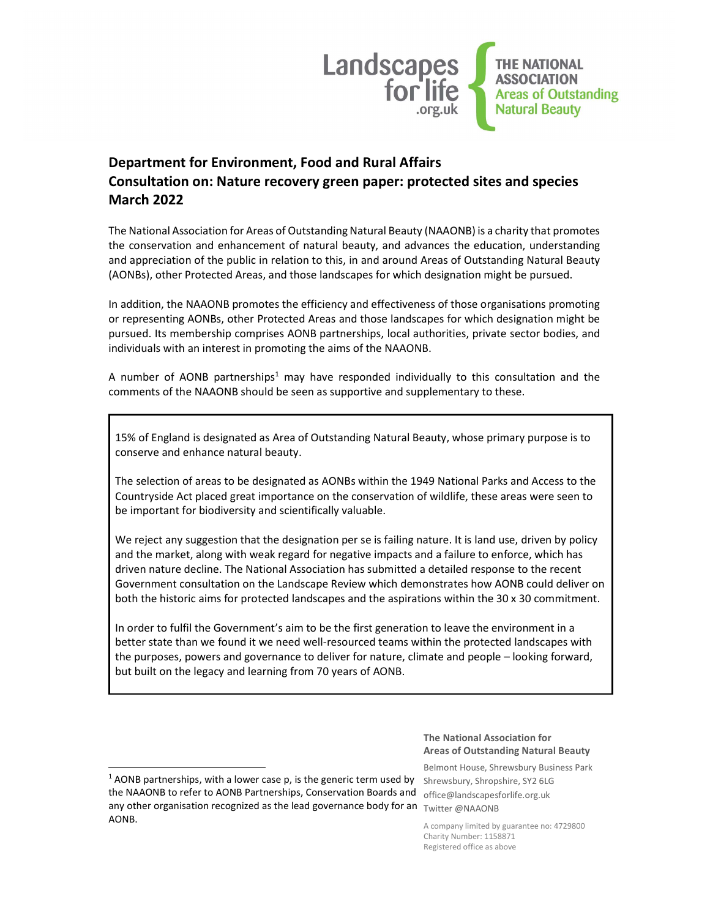Landscapes for life .org.uk

THE NATIONAL ASSOCIATION Areas of Outstanding Natural Beauty

## Department for Environment, Food and Rural Affairs
## Consultation on: Nature recovery green paper: protected sites and species
## March 2022

The National Association for Areas of Outstanding Natural Beauty (NAAONB) is a charity that promotes the conservation and enhancement of natural beauty, and advances the education, understanding and appreciation of the public in relation to this, in and around Areas of Outstanding Natural Beauty (AONBs), other Protected Areas, and those landscapes for which designation might be pursued.

In addition, the NAAONB promotes the efficiency and effectiveness of those organisations promoting or representing AONBs, other Protected Areas and those landscapes for which designation might be pursued. Its membership comprises AONB partnerships, local authorities, private sector bodies, and individuals with an interest in promoting the aims of the NAAONB.

A number of AONB partnerships[1] may have responded individually to this consultation and the comments of the NAAONB should be seen as supportive and supplementary to these.

15% of England is designated as Area of Outstanding Natural Beauty, whose primary purpose is to conserve and enhance natural beauty.

The selection of areas to be designated as AONBs within the 1949 National Parks and Access to the Countryside Act placed great importance on the conservation of wildlife, these areas were seen to be important for biodiversity and scientifically valuable.

We reject any suggestion that the designation per se is failing nature. It is land use, driven by policy and the market, along with weak regard for negative impacts and a failure to enforce, which has driven nature decline. The National Association has submitted a detailed response to the recent Government consultation on the Landscape Review which demonstrates how AONB could deliver on both the historic aims for protected landscapes and the aspirations within the 30 x 30 commitment.

In order to fulfil the Government's aim to be the first generation to leave the environment in a better state than we found it we need well-resourced teams within the protected landscapes with the purposes, powers and governance to deliver for nature, climate and people – looking forward, but built on the legacy and learning from 70 years of AONB.

**The National Association for Areas of Outstanding Natural Beauty**

Belmont House, Shrewsbury Business Park
Shrewsbury, Shropshire, SY2 6LG
office@landscapesforlife.org.uk
Twitter @NAAONB

A company limited by guarantee no: 4729800
Charity Number: 1158871
Registered office as above

[1] AONB partnerships, with a lower case p, is the generic term used by the NAAONB to refer to AONB Partnerships, Conservation Boards and any other organisation recognized as the lead governance body for an AONB.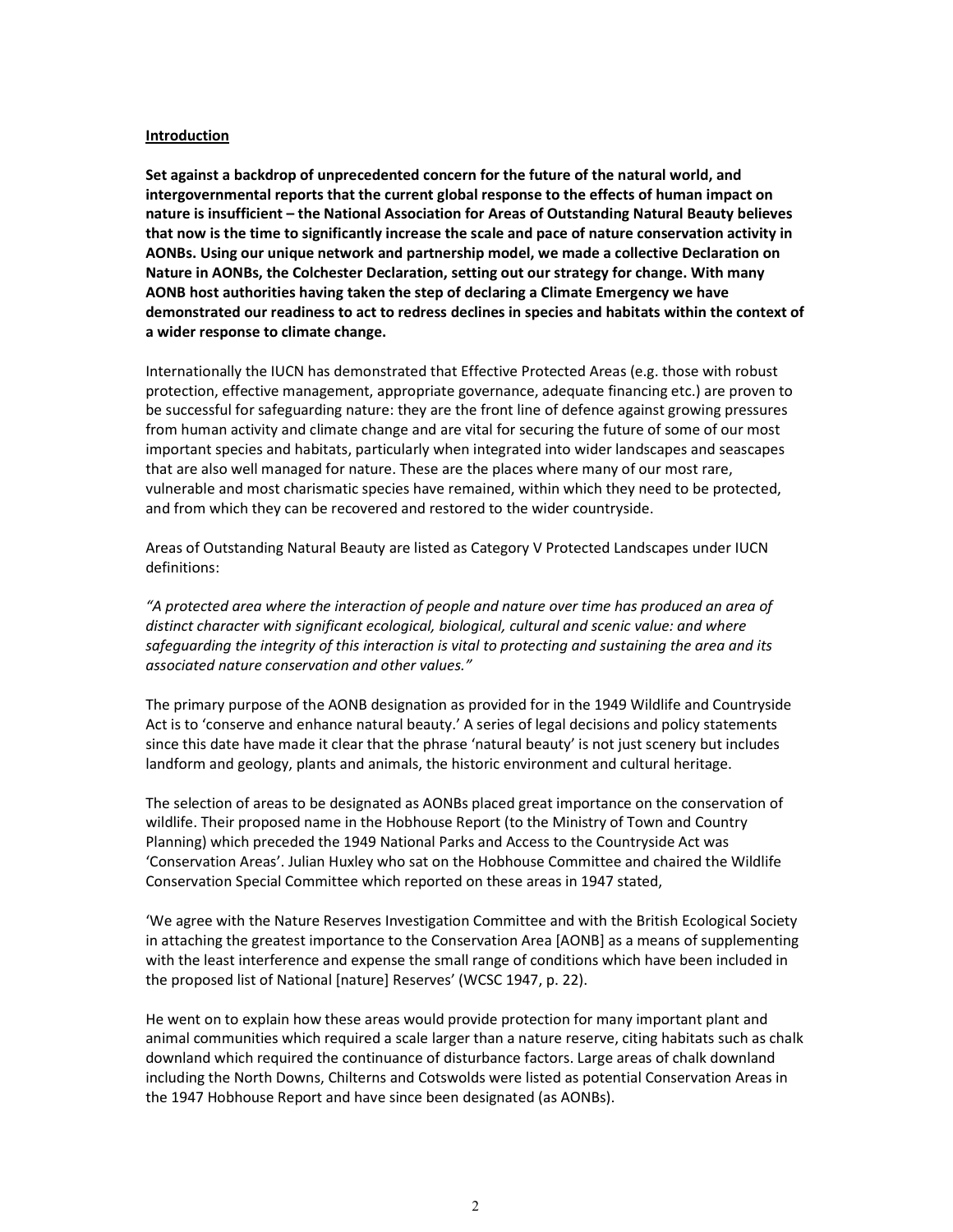**Introduction**

**Set against a backdrop of unprecedented concern for the future of the natural world, and intergovernmental reports that the current global response to the effects of human impact on nature is insufficient – the National Association for Areas of Outstanding Natural Beauty believes that now is the time to significantly increase the scale and pace of nature conservation activity in AONBs. Using our unique network and partnership model, we made a collective Declaration on Nature in AONBs, the Colchester Declaration, setting out our strategy for change. With many AONB host authorities having taken the step of declaring a Climate Emergency we have demonstrated our readiness to act to redress declines in species and habitats within the context of a wider response to climate change.**

Internationally the IUCN has demonstrated that Effective Protected Areas (e.g. those with robust protection, effective management, appropriate governance, adequate financing etc.) are proven to be successful for safeguarding nature: they are the front line of defence against growing pressures from human activity and climate change and are vital for securing the future of some of our most important species and habitats, particularly when integrated into wider landscapes and seascapes that are also well managed for nature. These are the places where many of our most rare, vulnerable and most charismatic species have remained, within which they need to be protected, and from which they can be recovered and restored to the wider countryside.

Areas of Outstanding Natural Beauty are listed as Category V Protected Landscapes under IUCN definitions:

*"A protected area where the interaction of people and nature over time has produced an area of distinct character with significant ecological, biological, cultural and scenic value: and where safeguarding the integrity of this interaction is vital to protecting and sustaining the area and its associated nature conservation and other values."*

The primary purpose of the AONB designation as provided for in the 1949 Wildlife and Countryside Act is to 'conserve and enhance natural beauty.' A series of legal decisions and policy statements since this date have made it clear that the phrase 'natural beauty' is not just scenery but includes landform and geology, plants and animals, the historic environment and cultural heritage.

The selection of areas to be designated as AONBs placed great importance on the conservation of wildlife. Their proposed name in the Hobhouse Report (to the Ministry of Town and Country Planning) which preceded the 1949 National Parks and Access to the Countryside Act was 'Conservation Areas'. Julian Huxley who sat on the Hobhouse Committee and chaired the Wildlife Conservation Special Committee which reported on these areas in 1947 stated,

'We agree with the Nature Reserves Investigation Committee and with the British Ecological Society in attaching the greatest importance to the Conservation Area [AONB] as a means of supplementing with the least interference and expense the small range of conditions which have been included in the proposed list of National [nature] Reserves' (WCSC 1947, p. 22).

He went on to explain how these areas would provide protection for many important plant and animal communities which required a scale larger than a nature reserve, citing habitats such as chalk downland which required the continuance of disturbance factors. Large areas of chalk downland including the North Downs, Chilterns and Cotswolds were listed as potential Conservation Areas in the 1947 Hobhouse Report and have since been designated (as AONBs).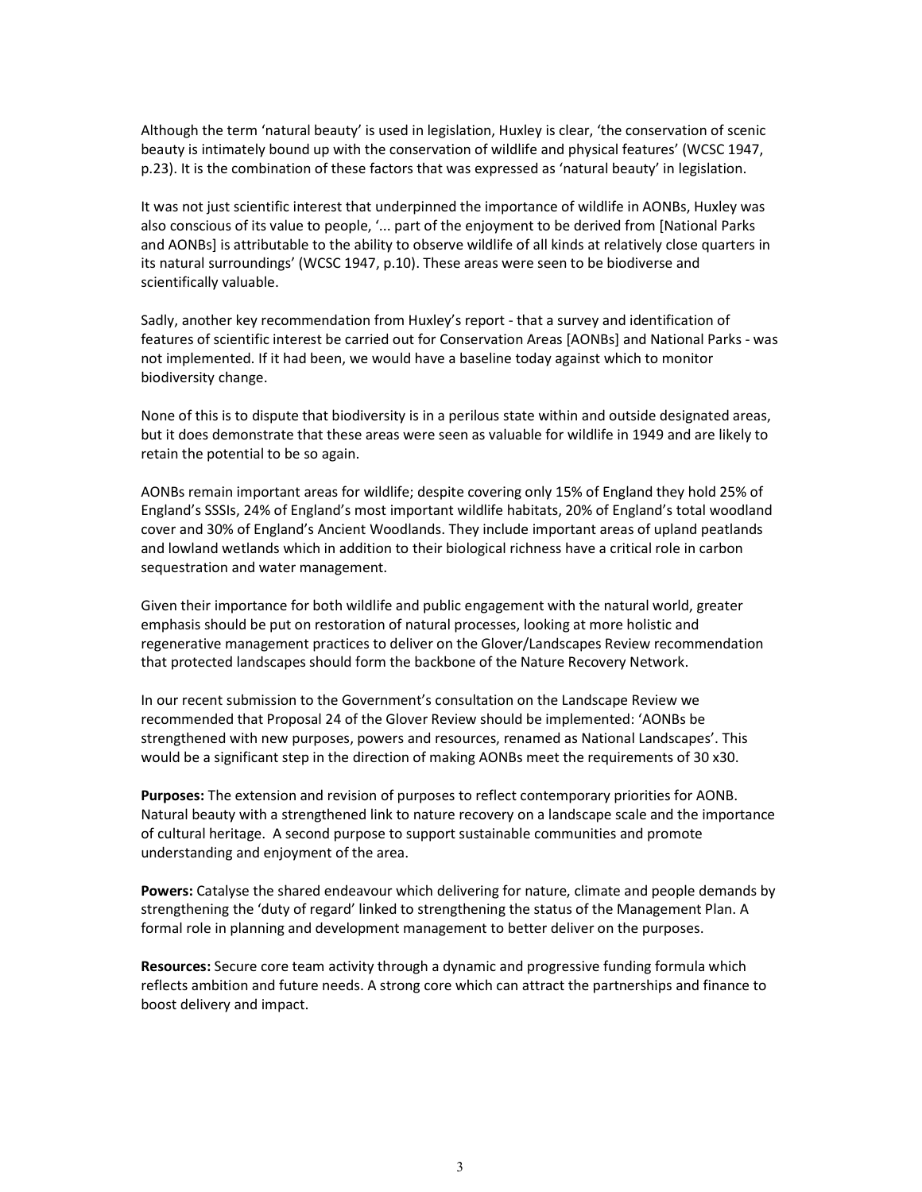Although the term 'natural beauty' is used in legislation, Huxley is clear, 'the conservation of scenic beauty is intimately bound up with the conservation of wildlife and physical features' (WCSC 1947, p.23). It is the combination of these factors that was expressed as 'natural beauty' in legislation.

It was not just scientific interest that underpinned the importance of wildlife in AONBs, Huxley was also conscious of its value to people, '... part of the enjoyment to be derived from [National Parks and AONBs] is attributable to the ability to observe wildlife of all kinds at relatively close quarters in its natural surroundings' (WCSC 1947, p.10). These areas were seen to be biodiverse and scientifically valuable.

Sadly, another key recommendation from Huxley's report - that a survey and identification of features of scientific interest be carried out for Conservation Areas [AONBs] and National Parks - was not implemented. If it had been, we would have a baseline today against which to monitor biodiversity change.

None of this is to dispute that biodiversity is in a perilous state within and outside designated areas, but it does demonstrate that these areas were seen as valuable for wildlife in 1949 and are likely to retain the potential to be so again.

AONBs remain important areas for wildlife; despite covering only 15% of England they hold 25% of England's SSSIs, 24% of England's most important wildlife habitats, 20% of England's total woodland cover and 30% of England's Ancient Woodlands. They include important areas of upland peatlands and lowland wetlands which in addition to their biological richness have a critical role in carbon sequestration and water management.

Given their importance for both wildlife and public engagement with the natural world, greater emphasis should be put on restoration of natural processes, looking at more holistic and regenerative management practices to deliver on the Glover/Landscapes Review recommendation that protected landscapes should form the backbone of the Nature Recovery Network.

In our recent submission to the Government's consultation on the Landscape Review we recommended that Proposal 24 of the Glover Review should be implemented: 'AONBs be strengthened with new purposes, powers and resources, renamed as National Landscapes'. This would be a significant step in the direction of making AONBs meet the requirements of 30 x30.

**Purposes:** The extension and revision of purposes to reflect contemporary priorities for AONB. Natural beauty with a strengthened link to nature recovery on a landscape scale and the importance of cultural heritage. A second purpose to support sustainable communities and promote understanding and enjoyment of the area.

**Powers:** Catalyse the shared endeavour which delivering for nature, climate and people demands by strengthening the 'duty of regard' linked to strengthening the status of the Management Plan. A formal role in planning and development management to better deliver on the purposes.

**Resources:** Secure core team activity through a dynamic and progressive funding formula which reflects ambition and future needs. A strong core which can attract the partnerships and finance to boost delivery and impact.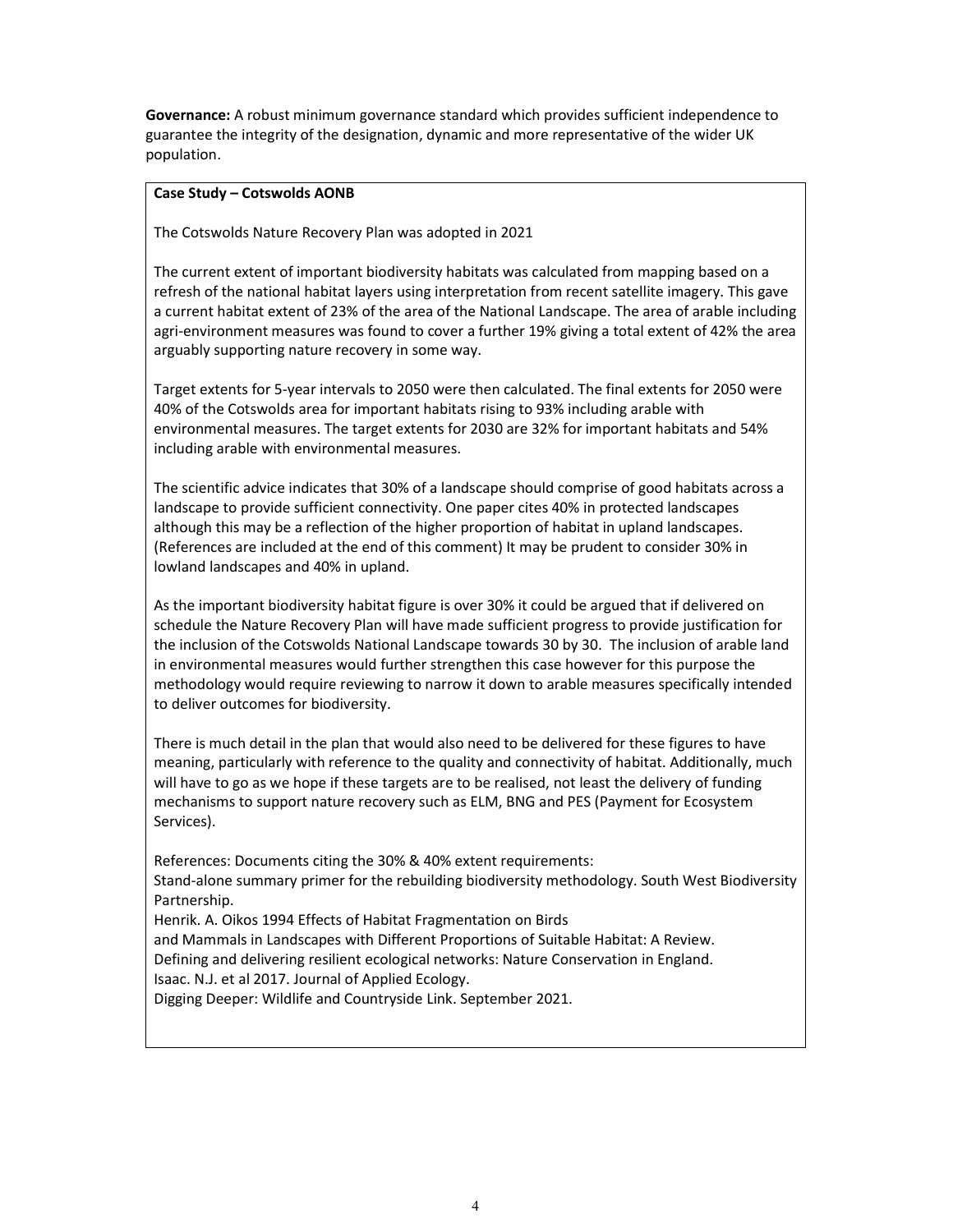**Governance:** A robust minimum governance standard which provides sufficient independence to guarantee the integrity of the designation, dynamic and more representative of the wider UK population.

**Case Study – Cotswolds AONB**

The Cotswolds Nature Recovery Plan was adopted in 2021

The current extent of important biodiversity habitats was calculated from mapping based on a refresh of the national habitat layers using interpretation from recent satellite imagery. This gave a current habitat extent of 23% of the area of the National Landscape. The area of arable including agri-environment measures was found to cover a further 19% giving a total extent of 42% the area arguably supporting nature recovery in some way.

Target extents for 5-year intervals to 2050 were then calculated. The final extents for 2050 were 40% of the Cotswolds area for important habitats rising to 93% including arable with environmental measures. The target extents for 2030 are 32% for important habitats and 54% including arable with environmental measures.

The scientific advice indicates that 30% of a landscape should comprise of good habitats across a landscape to provide sufficient connectivity. One paper cites 40% in protected landscapes although this may be a reflection of the higher proportion of habitat in upland landscapes. (References are included at the end of this comment) It may be prudent to consider 30% in lowland landscapes and 40% in upland.

As the important biodiversity habitat figure is over 30% it could be argued that if delivered on schedule the Nature Recovery Plan will have made sufficient progress to provide justification for the inclusion of the Cotswolds National Landscape towards 30 by 30. The inclusion of arable land in environmental measures would further strengthen this case however for this purpose the methodology would require reviewing to narrow it down to arable measures specifically intended to deliver outcomes for biodiversity.

There is much detail in the plan that would also need to be delivered for these figures to have meaning, particularly with reference to the quality and connectivity of habitat. Additionally, much will have to go as we hope if these targets are to be realised, not least the delivery of funding mechanisms to support nature recovery such as ELM, BNG and PES (Payment for Ecosystem Services).

References: Documents citing the 30% & 40% extent requirements:
Stand-alone summary primer for the rebuilding biodiversity methodology. South West Biodiversity Partnership.
Henrik. A. Oikos 1994 Effects of Habitat Fragmentation on Birds
and Mammals in Landscapes with Different Proportions of Suitable Habitat: A Review.
Defining and delivering resilient ecological networks: Nature Conservation in England.
Isaac. N.J. et al 2017. Journal of Applied Ecology.
Digging Deeper: Wildlife and Countryside Link. September 2021.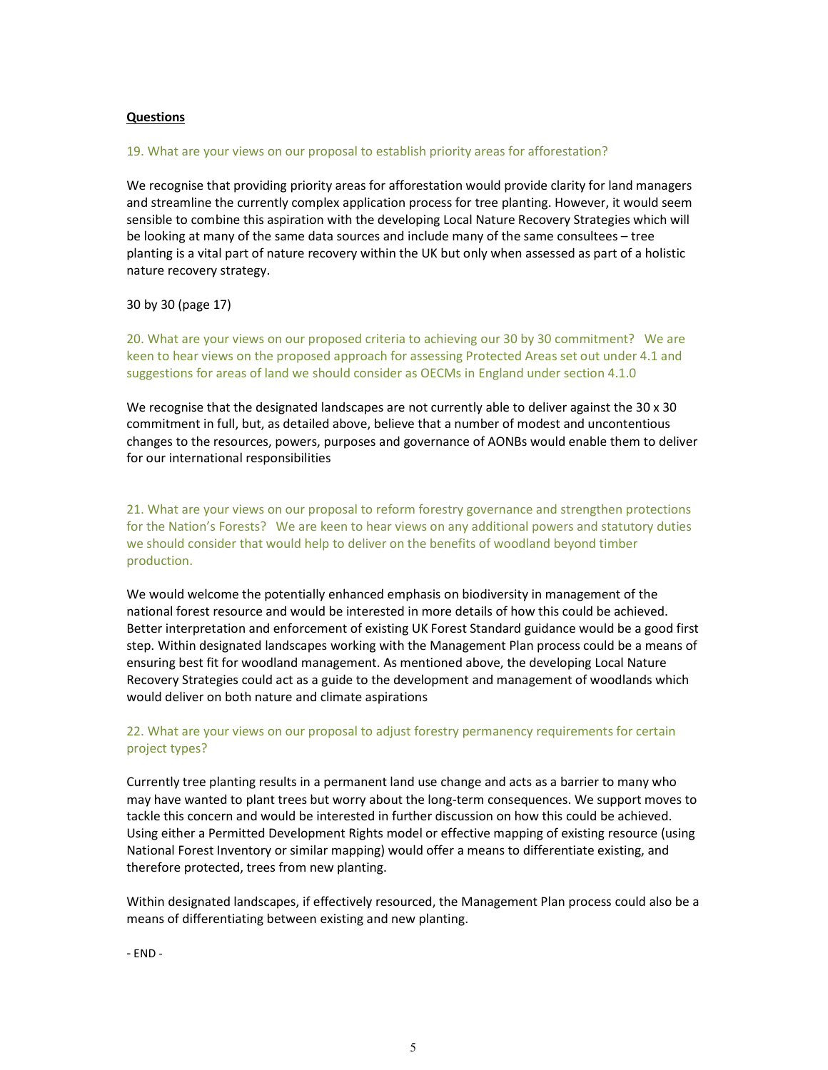**Questions**

19. What are your views on our proposal to establish priority areas for afforestation?

We recognise that providing priority areas for afforestation would provide clarity for land managers and streamline the currently complex application process for tree planting. However, it would seem sensible to combine this aspiration with the developing Local Nature Recovery Strategies which will be looking at many of the same data sources and include many of the same consultees – tree planting is a vital part of nature recovery within the UK but only when assessed as part of a holistic nature recovery strategy.

30 by 30 (page 17)

20. What are your views on our proposed criteria to achieving our 30 by 30 commitment? We are keen to hear views on the proposed approach for assessing Protected Areas set out under 4.1 and suggestions for areas of land we should consider as OECMs in England under section 4.1.0

We recognise that the designated landscapes are not currently able to deliver against the 30 x 30 commitment in full, but, as detailed above, believe that a number of modest and uncontentious changes to the resources, powers, purposes and governance of AONBs would enable them to deliver for our international responsibilities

21. What are your views on our proposal to reform forestry governance and strengthen protections for the Nation's Forests? We are keen to hear views on any additional powers and statutory duties we should consider that would help to deliver on the benefits of woodland beyond timber production.

We would welcome the potentially enhanced emphasis on biodiversity in management of the national forest resource and would be interested in more details of how this could be achieved. Better interpretation and enforcement of existing UK Forest Standard guidance would be a good first step. Within designated landscapes working with the Management Plan process could be a means of ensuring best fit for woodland management. As mentioned above, the developing Local Nature Recovery Strategies could act as a guide to the development and management of woodlands which would deliver on both nature and climate aspirations

22. What are your views on our proposal to adjust forestry permanency requirements for certain project types?

Currently tree planting results in a permanent land use change and acts as a barrier to many who may have wanted to plant trees but worry about the long-term consequences. We support moves to tackle this concern and would be interested in further discussion on how this could be achieved. Using either a Permitted Development Rights model or effective mapping of existing resource (using National Forest Inventory or similar mapping) would offer a means to differentiate existing, and therefore protected, trees from new planting.

Within designated landscapes, if effectively resourced, the Management Plan process could also be a means of differentiating between existing and new planting.

- END -